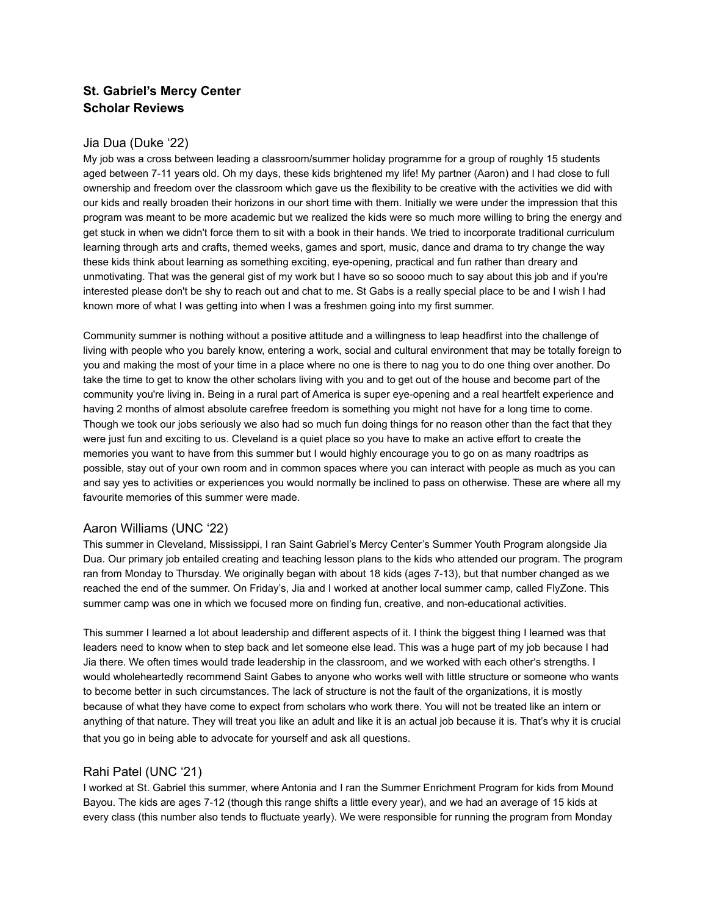**St. Gabriel's Mercy Center**
**Scholar Reviews**

## Jia Dua (Duke '22)

My job was a cross between leading a classroom/summer holiday programme for a group of roughly 15 students aged between 7-11 years old. Oh my days, these kids brightened my life! My partner (Aaron) and I had close to full ownership and freedom over the classroom which gave us the flexibility to be creative with the activities we did with our kids and really broaden their horizons in our short time with them. Initially we were under the impression that this program was meant to be more academic but we realized the kids were so much more willing to bring the energy and get stuck in when we didn't force them to sit with a book in their hands. We tried to incorporate traditional curriculum learning through arts and crafts, themed weeks, games and sport, music, dance and drama to try change the way these kids think about learning as something exciting, eye-opening, practical and fun rather than dreary and unmotivating. That was the general gist of my work but I have so so soooo much to say about this job and if you're interested please don't be shy to reach out and chat to me. St Gabs is a really special place to be and I wish I had known more of what I was getting into when I was a freshmen going into my first summer.

Community summer is nothing without a positive attitude and a willingness to leap headfirst into the challenge of living with people who you barely know, entering a work, social and cultural environment that may be totally foreign to you and making the most of your time in a place where no one is there to nag you to do one thing over another. Do take the time to get to know the other scholars living with you and to get out of the house and become part of the community you're living in. Being in a rural part of America is super eye-opening and a real heartfelt experience and having 2 months of almost absolute carefree freedom is something you might not have for a long time to come. Though we took our jobs seriously we also had so much fun doing things for no reason other than the fact that they were just fun and exciting to us. Cleveland is a quiet place so you have to make an active effort to create the memories you want to have from this summer but I would highly encourage you to go on as many roadtrips as possible, stay out of your own room and in common spaces where you can interact with people as much as you can and say yes to activities or experiences you would normally be inclined to pass on otherwise. These are where all my favourite memories of this summer were made.

## Aaron Williams (UNC '22)

This summer in Cleveland, Mississippi, I ran Saint Gabriel's Mercy Center's Summer Youth Program alongside Jia Dua. Our primary job entailed creating and teaching lesson plans to the kids who attended our program. The program ran from Monday to Thursday. We originally began with about 18 kids (ages 7-13), but that number changed as we reached the end of the summer. On Friday's, Jia and I worked at another local summer camp, called FlyZone. This summer camp was one in which we focused more on finding fun, creative, and non-educational activities.

This summer I learned a lot about leadership and different aspects of it. I think the biggest thing I learned was that leaders need to know when to step back and let someone else lead. This was a huge part of my job because I had Jia there. We often times would trade leadership in the classroom, and we worked with each other's strengths. I would wholeheartedly recommend Saint Gabes to anyone who works well with little structure or someone who wants to become better in such circumstances. The lack of structure is not the fault of the organizations, it is mostly because of what they have come to expect from scholars who work there. You will not be treated like an intern or anything of that nature. They will treat you like an adult and like it is an actual job because it is. That's why it is crucial that you go in being able to advocate for yourself and ask all questions.

## Rahi Patel (UNC '21)

I worked at St. Gabriel this summer, where Antonia and I ran the Summer Enrichment Program for kids from Mound Bayou. The kids are ages 7-12 (though this range shifts a little every year), and we had an average of 15 kids at every class (this number also tends to fluctuate yearly). We were responsible for running the program from Monday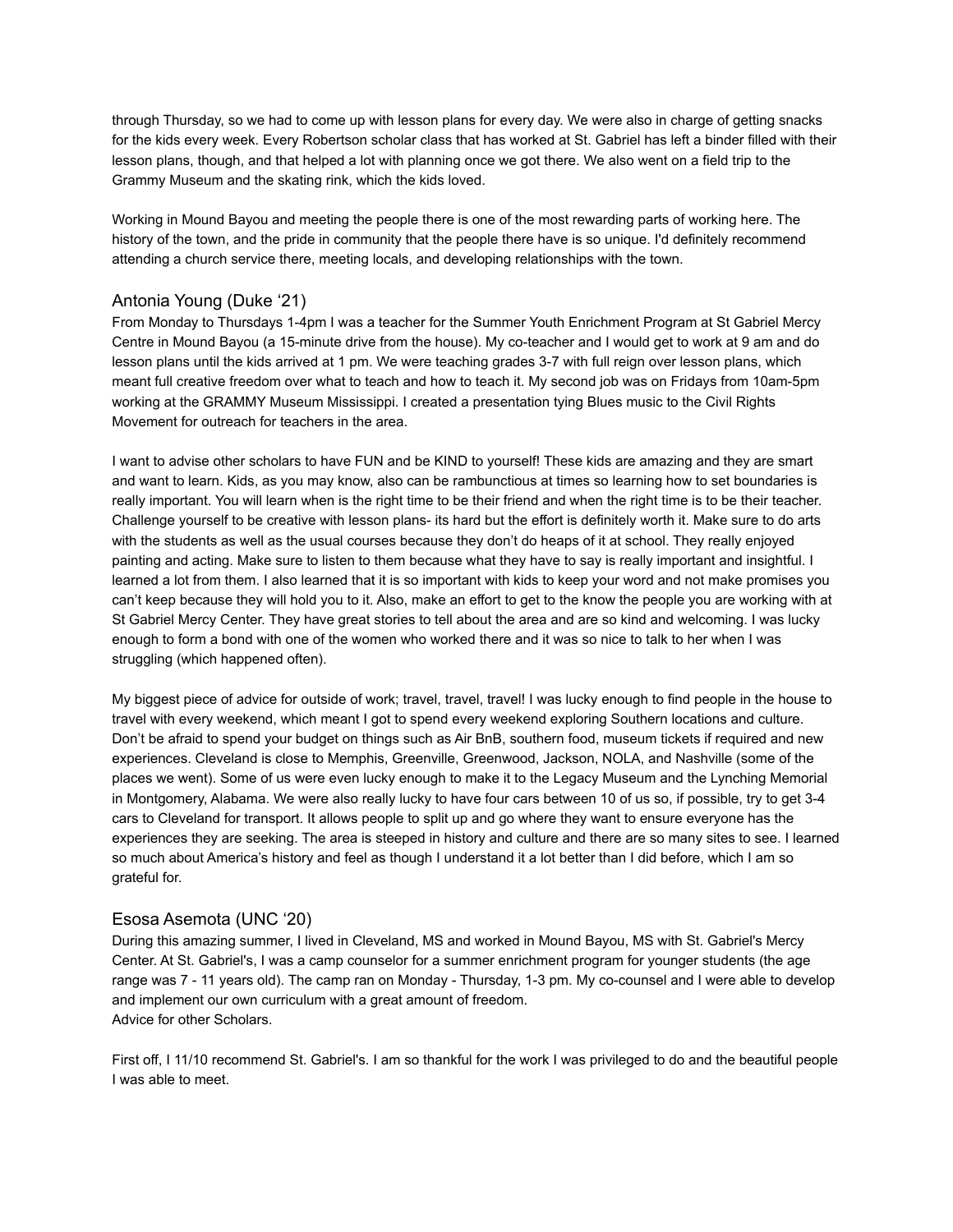through Thursday, so we had to come up with lesson plans for every day. We were also in charge of getting snacks for the kids every week. Every Robertson scholar class that has worked at St. Gabriel has left a binder filled with their lesson plans, though, and that helped a lot with planning once we got there. We also went on a field trip to the Grammy Museum and the skating rink, which the kids loved.

Working in Mound Bayou and meeting the people there is one of the most rewarding parts of working here. The history of the town, and the pride in community that the people there have is so unique. I'd definitely recommend attending a church service there, meeting locals, and developing relationships with the town.

## Antonia Young (Duke '21)

From Monday to Thursdays 1-4pm I was a teacher for the Summer Youth Enrichment Program at St Gabriel Mercy Centre in Mound Bayou (a 15-minute drive from the house). My co-teacher and I would get to work at 9 am and do lesson plans until the kids arrived at 1 pm. We were teaching grades 3-7 with full reign over lesson plans, which meant full creative freedom over what to teach and how to teach it. My second job was on Fridays from 10am-5pm working at the GRAMMY Museum Mississippi. I created a presentation tying Blues music to the Civil Rights Movement for outreach for teachers in the area.

I want to advise other scholars to have FUN and be KIND to yourself! These kids are amazing and they are smart and want to learn. Kids, as you may know, also can be rambunctious at times so learning how to set boundaries is really important. You will learn when is the right time to be their friend and when the right time is to be their teacher. Challenge yourself to be creative with lesson plans- its hard but the effort is definitely worth it. Make sure to do arts with the students as well as the usual courses because they don't do heaps of it at school. They really enjoyed painting and acting. Make sure to listen to them because what they have to say is really important and insightful. I learned a lot from them. I also learned that it is so important with kids to keep your word and not make promises you can't keep because they will hold you to it. Also, make an effort to get to the know the people you are working with at St Gabriel Mercy Center. They have great stories to tell about the area and are so kind and welcoming. I was lucky enough to form a bond with one of the women who worked there and it was so nice to talk to her when I was struggling (which happened often).

My biggest piece of advice for outside of work; travel, travel, travel! I was lucky enough to find people in the house to travel with every weekend, which meant I got to spend every weekend exploring Southern locations and culture. Don't be afraid to spend your budget on things such as Air BnB, southern food, museum tickets if required and new experiences. Cleveland is close to Memphis, Greenville, Greenwood, Jackson, NOLA, and Nashville (some of the places we went). Some of us were even lucky enough to make it to the Legacy Museum and the Lynching Memorial in Montgomery, Alabama. We were also really lucky to have four cars between 10 of us so, if possible, try to get 3-4 cars to Cleveland for transport. It allows people to split up and go where they want to ensure everyone has the experiences they are seeking. The area is steeped in history and culture and there are so many sites to see. I learned so much about America's history and feel as though I understand it a lot better than I did before, which I am so grateful for.

## Esosa Asemota (UNC '20)

During this amazing summer, I lived in Cleveland, MS and worked in Mound Bayou, MS with St. Gabriel's Mercy Center. At St. Gabriel's, I was a camp counselor for a summer enrichment program for younger students (the age range was 7 - 11 years old). The camp ran on Monday - Thursday, 1-3 pm. My co-counsel and I were able to develop and implement our own curriculum with a great amount of freedom.
Advice for other Scholars.

First off, I 11/10 recommend St. Gabriel's. I am so thankful for the work I was privileged to do and the beautiful people I was able to meet.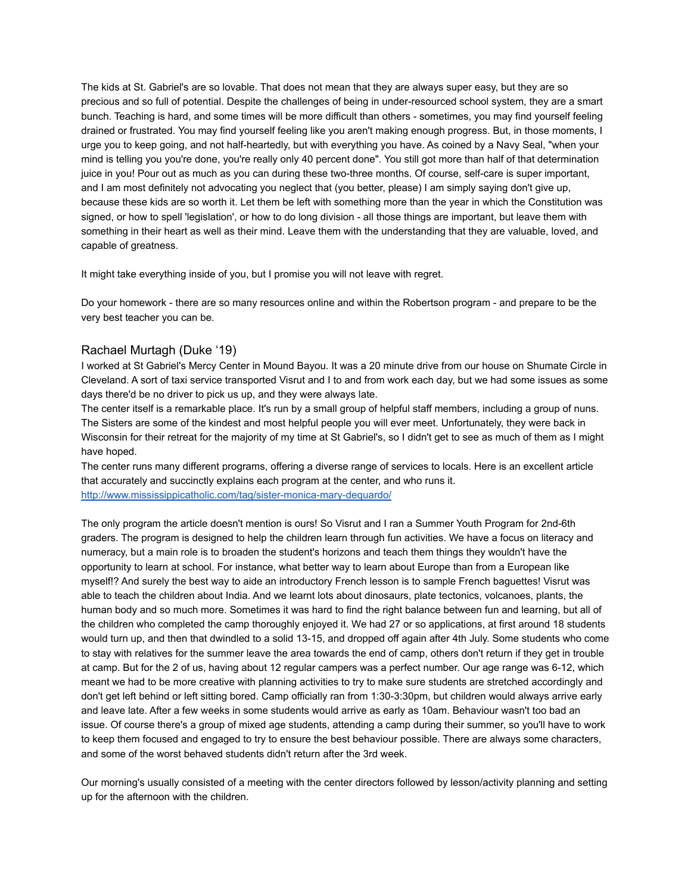The kids at St. Gabriel's are so lovable. That does not mean that they are always super easy, but they are so precious and so full of potential. Despite the challenges of being in under-resourced school system, they are a smart bunch. Teaching is hard, and some times will be more difficult than others - sometimes, you may find yourself feeling drained or frustrated. You may find yourself feeling like you aren't making enough progress. But, in those moments, I urge you to keep going, and not half-heartedly, but with everything you have. As coined by a Navy Seal, "when your mind is telling you you're done, you're really only 40 percent done". You still got more than half of that determination juice in you! Pour out as much as you can during these two-three months. Of course, self-care is super important, and I am most definitely not advocating you neglect that (you better, please) I am simply saying don't give up, because these kids are so worth it. Let them be left with something more than the year in which the Constitution was signed, or how to spell 'legislation', or how to do long division - all those things are important, but leave them with something in their heart as well as their mind. Leave them with the understanding that they are valuable, loved, and capable of greatness.

It might take everything inside of you, but I promise you will not leave with regret.

Do your homework - there are so many resources online and within the Robertson program - and prepare to be the very best teacher you can be.

## Rachael Murtagh (Duke '19)

I worked at St Gabriel's Mercy Center in Mound Bayou. It was a 20 minute drive from our house on Shumate Circle in Cleveland. A sort of taxi service transported Visrut and I to and from work each day, but we had some issues as some days there'd be no driver to pick us up, and they were always late.

The center itself is a remarkable place. It's run by a small group of helpful staff members, including a group of nuns. The Sisters are some of the kindest and most helpful people you will ever meet. Unfortunately, they were back in Wisconsin for their retreat for the majority of my time at St Gabriel's, so I didn't get to see as much of them as I might have hoped.

The center runs many different programs, offering a diverse range of services to locals. Here is an excellent article that accurately and succinctly explains each program at the center, and who runs it.
[http://www.mississippicatholic.com/tag/sister-monica-mary-dequardo/](http://www.mississippicatholic.com/tag/sister-monica-mary-dequardo/)

The only program the article doesn't mention is ours! So Visrut and I ran a Summer Youth Program for 2nd-6th graders. The program is designed to help the children learn through fun activities. We have a focus on literacy and numeracy, but a main role is to broaden the student's horizons and teach them things they wouldn't have the opportunity to learn at school. For instance, what better way to learn about Europe than from a European like myself!? And surely the best way to aide an introductory French lesson is to sample French baguettes! Visrut was able to teach the children about India. And we learnt lots about dinosaurs, plate tectonics, volcanoes, plants, the human body and so much more. Sometimes it was hard to find the right balance between fun and learning, but all of the children who completed the camp thoroughly enjoyed it. We had 27 or so applications, at first around 18 students would turn up, and then that dwindled to a solid 13-15, and dropped off again after 4th July. Some students who come to stay with relatives for the summer leave the area towards the end of camp, others don't return if they get in trouble at camp. But for the 2 of us, having about 12 regular campers was a perfect number. Our age range was 6-12, which meant we had to be more creative with planning activities to try to make sure students are stretched accordingly and don't get left behind or left sitting bored. Camp officially ran from 1:30-3:30pm, but children would always arrive early and leave late. After a few weeks in some students would arrive as early as 10am. Behaviour wasn't too bad an issue. Of course there's a group of mixed age students, attending a camp during their summer, so you'll have to work to keep them focused and engaged to try to ensure the best behaviour possible. There are always some characters, and some of the worst behaved students didn't return after the 3rd week.

Our morning's usually consisted of a meeting with the center directors followed by lesson/activity planning and setting up for the afternoon with the children.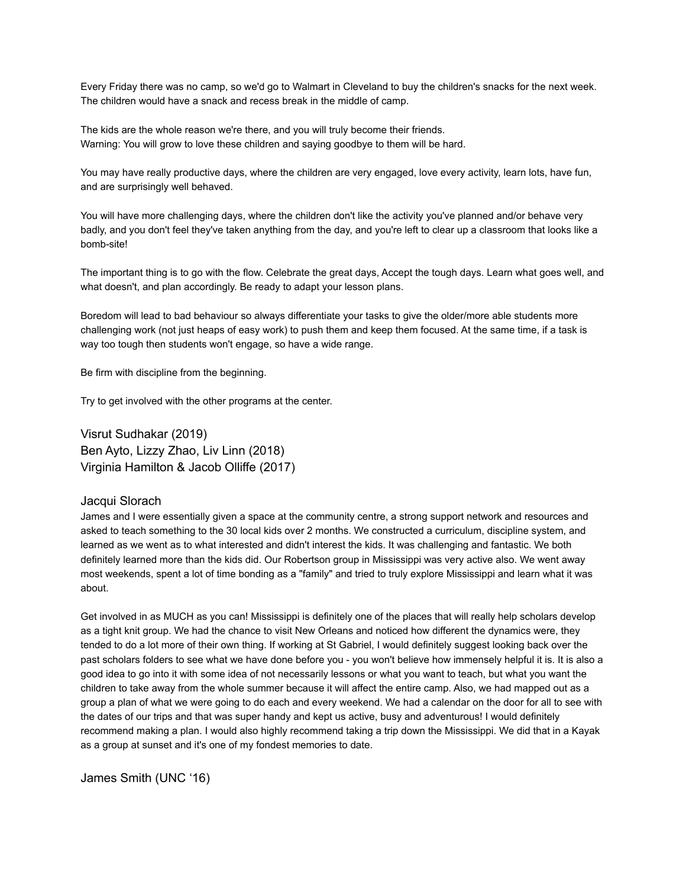Every Friday there was no camp, so we'd go to Walmart in Cleveland to buy the children's snacks for the next week. The children would have a snack and recess break in the middle of camp.

The kids are the whole reason we're there, and you will truly become their friends.
Warning: You will grow to love these children and saying goodbye to them will be hard.

You may have really productive days, where the children are very engaged, love every activity, learn lots, have fun, and are surprisingly well behaved.

You will have more challenging days, where the children don't like the activity you've planned and/or behave very badly, and you don't feel they've taken anything from the day, and you're left to clear up a classroom that looks like a bomb-site!

The important thing is to go with the flow. Celebrate the great days, Accept the tough days. Learn what goes well, and what doesn't, and plan accordingly. Be ready to adapt your lesson plans.

Boredom will lead to bad behaviour so always differentiate your tasks to give the older/more able students more challenging work (not just heaps of easy work) to push them and keep them focused. At the same time, if a task is way too tough then students won't engage, so have a wide range.

Be firm with discipline from the beginning.

Try to get involved with the other programs at the center.

### Visrut Sudhakar (2019)
### Ben Ayto, Lizzy Zhao, Liv Linn (2018)
### Virginia Hamilton & Jacob Olliffe (2017)

### Jacqui Slorach

James and I were essentially given a space at the community centre, a strong support network and resources and asked to teach something to the 30 local kids over 2 months. We constructed a curriculum, discipline system, and learned as we went as to what interested and didn't interest the kids. It was challenging and fantastic. We both definitely learned more than the kids did. Our Robertson group in Mississippi was very active also. We went away most weekends, spent a lot of time bonding as a "family" and tried to truly explore Mississippi and learn what it was about.

Get involved in as MUCH as you can! Mississippi is definitely one of the places that will really help scholars develop as a tight knit group. We had the chance to visit New Orleans and noticed how different the dynamics were, they tended to do a lot more of their own thing. If working at St Gabriel, I would definitely suggest looking back over the past scholars folders to see what we have done before you - you won't believe how immensely helpful it is. It is also a good idea to go into it with some idea of not necessarily lessons or what you want to teach, but what you want the children to take away from the whole summer because it will affect the entire camp. Also, we had mapped out as a group a plan of what we were going to do each and every weekend. We had a calendar on the door for all to see with the dates of our trips and that was super handy and kept us active, busy and adventurous! I would definitely recommend making a plan. I would also highly recommend taking a trip down the Mississippi. We did that in a Kayak as a group at sunset and it's one of my fondest memories to date.

### James Smith (UNC '16)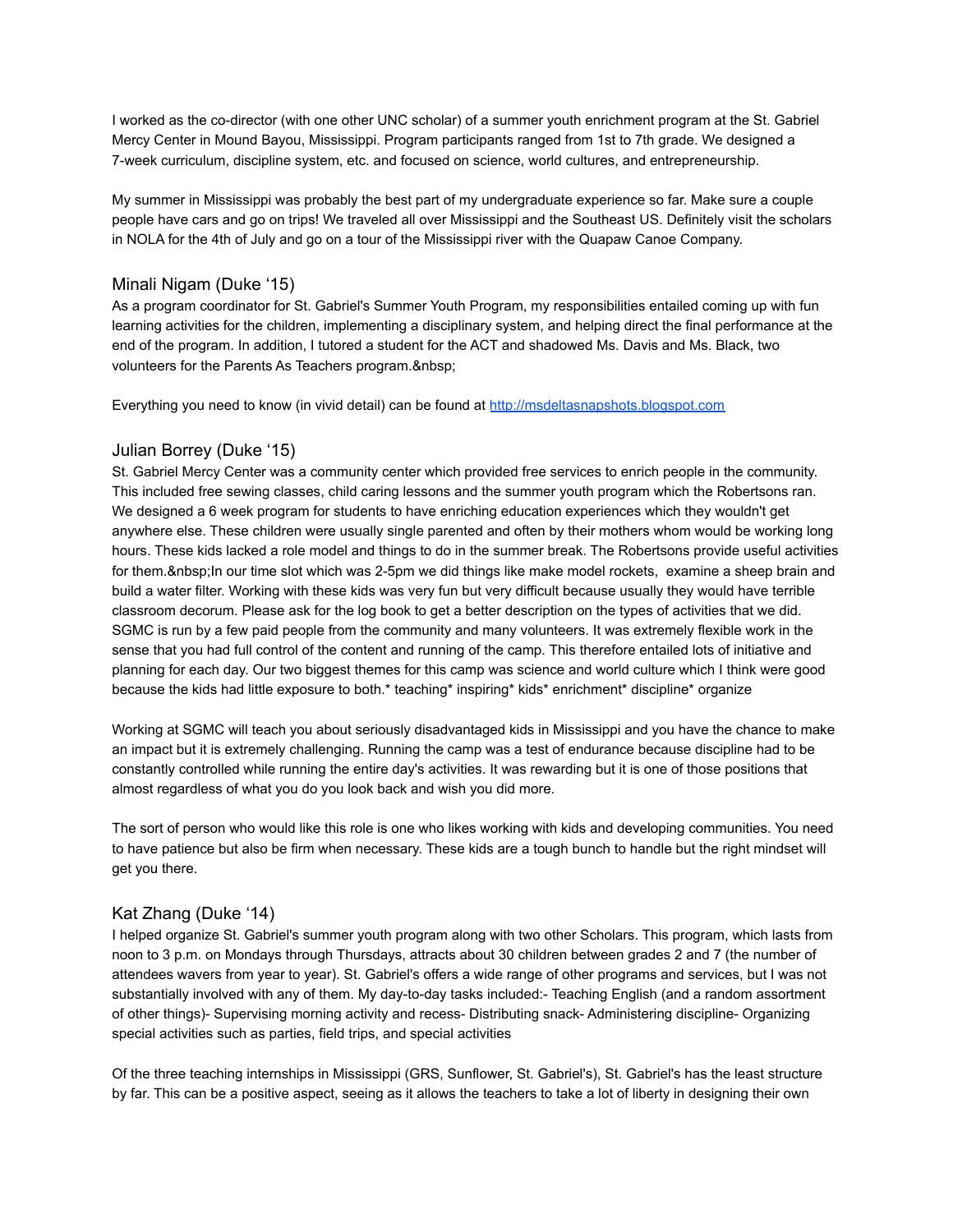I worked as the co-director (with one other UNC scholar) of a summer youth enrichment program at the St. Gabriel Mercy Center in Mound Bayou, Mississippi. Program participants ranged from 1st to 7th grade. We designed a 7-week curriculum, discipline system, etc. and focused on science, world cultures, and entrepreneurship.

My summer in Mississippi was probably the best part of my undergraduate experience so far. Make sure a couple people have cars and go on trips! We traveled all over Mississippi and the Southeast US. Definitely visit the scholars in NOLA for the 4th of July and go on a tour of the Mississippi river with the Quapaw Canoe Company.

## Minali Nigam (Duke '15)

As a program coordinator for St. Gabriel's Summer Youth Program, my responsibilities entailed coming up with fun learning activities for the children, implementing a disciplinary system, and helping direct the final performance at the end of the program. In addition, I tutored a student for the ACT and shadowed Ms. Davis and Ms. Black, two volunteers for the Parents As Teachers program.&nbsp;

Everything you need to know (in vivid detail) can be found at http://msdeltasnapshots.blogspot.com

## Julian Borrey (Duke '15)

St. Gabriel Mercy Center was a community center which provided free services to enrich people in the community. This included free sewing classes, child caring lessons and the summer youth program which the Robertsons ran. We designed a 6 week program for students to have enriching education experiences which they wouldn't get anywhere else. These children were usually single parented and often by their mothers whom would be working long hours. These kids lacked a role model and things to do in the summer break. The Robertsons provide useful activities for them.&nbsp;In our time slot which was 2-5pm we did things like make model rockets, examine a sheep brain and build a water filter. Working with these kids was very fun but very difficult because usually they would have terrible classroom decorum. Please ask for the log book to get a better description on the types of activities that we did. SGMC is run by a few paid people from the community and many volunteers. It was extremely flexible work in the sense that you had full control of the content and running of the camp. This therefore entailed lots of initiative and planning for each day. Our two biggest themes for this camp was science and world culture which I think were good because the kids had little exposure to both.* teaching* inspiring* kids* enrichment* discipline* organize

Working at SGMC will teach you about seriously disadvantaged kids in Mississippi and you have the chance to make an impact but it is extremely challenging. Running the camp was a test of endurance because discipline had to be constantly controlled while running the entire day's activities. It was rewarding but it is one of those positions that almost regardless of what you do you look back and wish you did more.

The sort of person who would like this role is one who likes working with kids and developing communities. You need to have patience but also be firm when necessary. These kids are a tough bunch to handle but the right mindset will get you there.

## Kat Zhang (Duke '14)

I helped organize St. Gabriel's summer youth program along with two other Scholars. This program, which lasts from noon to 3 p.m. on Mondays through Thursdays, attracts about 30 children between grades 2 and 7 (the number of attendees wavers from year to year). St. Gabriel's offers a wide range of other programs and services, but I was not substantially involved with any of them. My day-to-day tasks included:- Teaching English (and a random assortment of other things)- Supervising morning activity and recess- Distributing snack- Administering discipline- Organizing special activities such as parties, field trips, and special activities

Of the three teaching internships in Mississippi (GRS, Sunflower, St. Gabriel's), St. Gabriel's has the least structure by far. This can be a positive aspect, seeing as it allows the teachers to take a lot of liberty in designing their own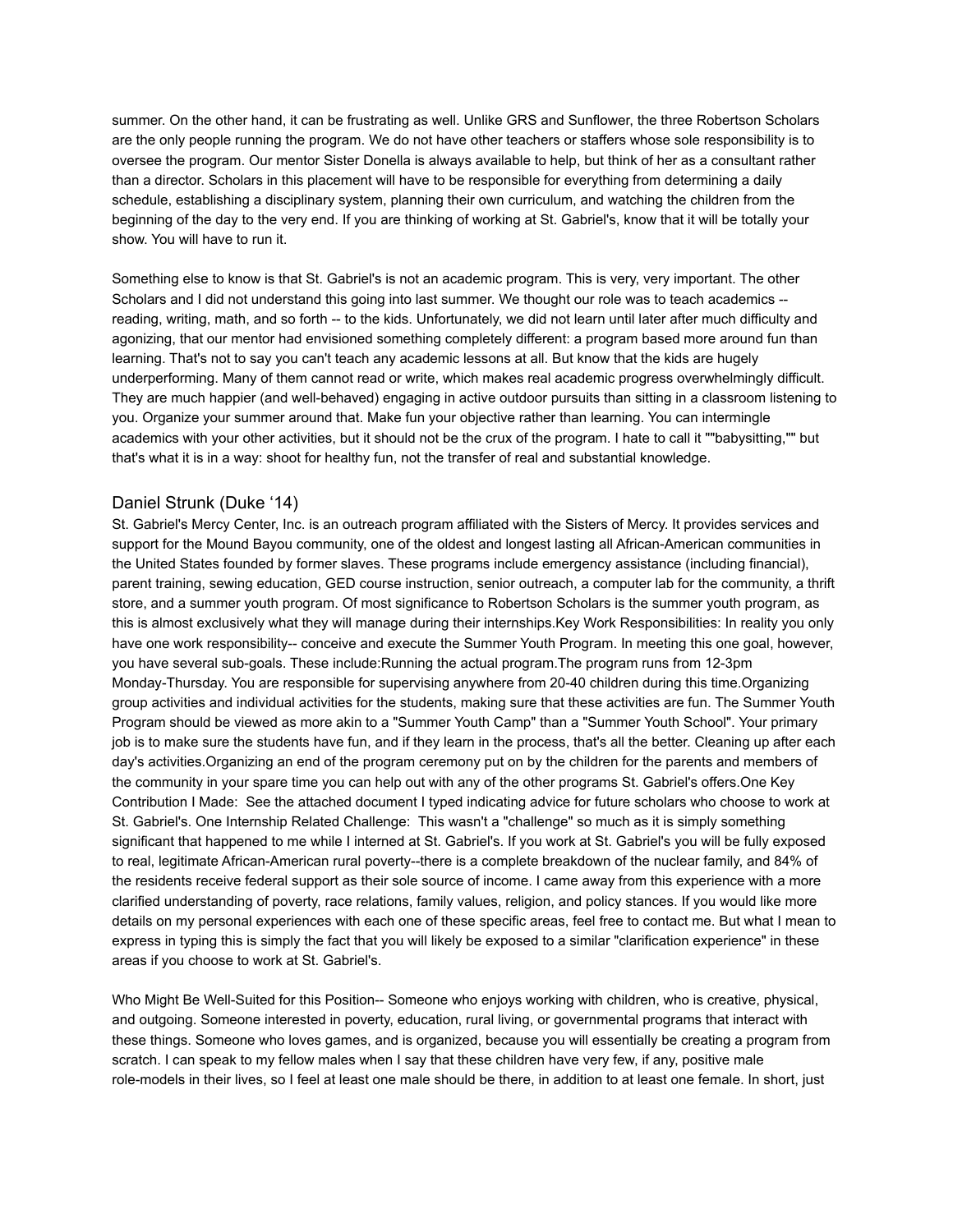summer. On the other hand, it can be frustrating as well. Unlike GRS and Sunflower, the three Robertson Scholars are the only people running the program. We do not have other teachers or staffers whose sole responsibility is to oversee the program. Our mentor Sister Donella is always available to help, but think of her as a consultant rather than a director. Scholars in this placement will have to be responsible for everything from determining a daily schedule, establishing a disciplinary system, planning their own curriculum, and watching the children from the beginning of the day to the very end. If you are thinking of working at St. Gabriel's, know that it will be totally your show. You will have to run it.

Something else to know is that St. Gabriel's is not an academic program. This is very, very important. The other Scholars and I did not understand this going into last summer. We thought our role was to teach academics -- reading, writing, math, and so forth -- to the kids. Unfortunately, we did not learn until later after much difficulty and agonizing, that our mentor had envisioned something completely different: a program based more around fun than learning. That's not to say you can't teach any academic lessons at all. But know that the kids are hugely underperforming. Many of them cannot read or write, which makes real academic progress overwhelmingly difficult. They are much happier (and well-behaved) engaging in active outdoor pursuits than sitting in a classroom listening to you. Organize your summer around that. Make fun your objective rather than learning. You can intermingle academics with your other activities, but it should not be the crux of the program. I hate to call it ""babysitting,"" but that's what it is in a way: shoot for healthy fun, not the transfer of real and substantial knowledge.

## Daniel Strunk (Duke '14)

St. Gabriel's Mercy Center, Inc. is an outreach program affiliated with the Sisters of Mercy. It provides services and support for the Mound Bayou community, one of the oldest and longest lasting all African-American communities in the United States founded by former slaves. These programs include emergency assistance (including financial), parent training, sewing education, GED course instruction, senior outreach, a computer lab for the community, a thrift store, and a summer youth program. Of most significance to Robertson Scholars is the summer youth program, as this is almost exclusively what they will manage during their internships.Key Work Responsibilities: In reality you only have one work responsibility-- conceive and execute the Summer Youth Program. In meeting this one goal, however, you have several sub-goals. These include:Running the actual program.The program runs from 12-3pm Monday-Thursday. You are responsible for supervising anywhere from 20-40 children during this time.Organizing group activities and individual activities for the students, making sure that these activities are fun. The Summer Youth Program should be viewed as more akin to a "Summer Youth Camp" than a "Summer Youth School". Your primary job is to make sure the students have fun, and if they learn in the process, that's all the better. Cleaning up after each day's activities.Organizing an end of the program ceremony put on by the children for the parents and members of the community in your spare time you can help out with any of the other programs St. Gabriel's offers.One Key Contribution I Made: See the attached document I typed indicating advice for future scholars who choose to work at St. Gabriel's. One Internship Related Challenge: This wasn't a "challenge" so much as it is simply something significant that happened to me while I interned at St. Gabriel's. If you work at St. Gabriel's you will be fully exposed to real, legitimate African-American rural poverty--there is a complete breakdown of the nuclear family, and 84% of the residents receive federal support as their sole source of income. I came away from this experience with a more clarified understanding of poverty, race relations, family values, religion, and policy stances. If you would like more details on my personal experiences with each one of these specific areas, feel free to contact me. But what I mean to express in typing this is simply the fact that you will likely be exposed to a similar "clarification experience" in these areas if you choose to work at St. Gabriel's.

Who Might Be Well-Suited for this Position-- Someone who enjoys working with children, who is creative, physical, and outgoing. Someone interested in poverty, education, rural living, or governmental programs that interact with these things. Someone who loves games, and is organized, because you will essentially be creating a program from scratch. I can speak to my fellow males when I say that these children have very few, if any, positive male role-models in their lives, so I feel at least one male should be there, in addition to at least one female. In short, just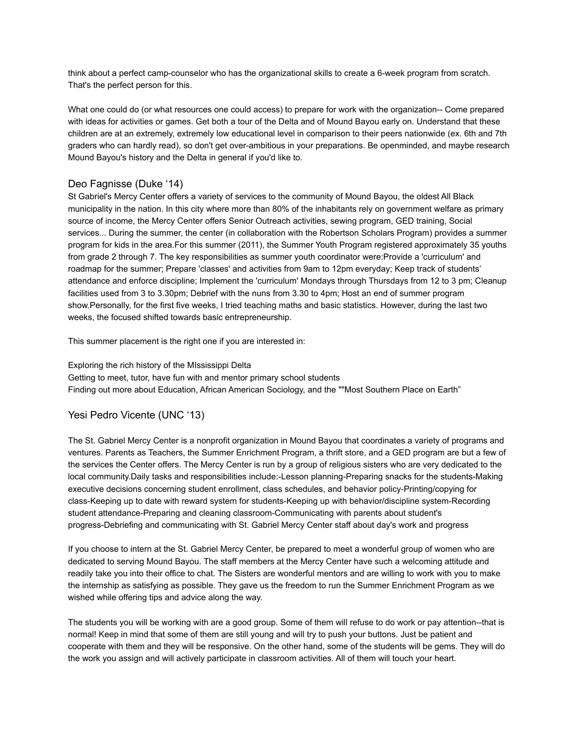think about a perfect camp-counselor who has the organizational skills to create a 6-week program from scratch. That's the perfect person for this.

What one could do (or what resources one could access) to prepare for work with the organization-- Come prepared with ideas for activities or games. Get both a tour of the Delta and of Mound Bayou early on. Understand that these children are at an extremely, extremely low educational level in comparison to their peers nationwide (ex. 6th and 7th graders who can hardly read), so don't get over-ambitious in your preparations. Be openminded, and maybe research Mound Bayou's history and the Delta in general if you'd like to.

## Deo Fagnisse (Duke '14)

St Gabriel's Mercy Center offers a variety of services to the community of Mound Bayou, the oldest All Black municipality in the nation. In this city where more than 80% of the inhabitants rely on government welfare as primary source of income, the Mercy Center offers Senior Outreach activities, sewing program, GED training, Social services... During the summer, the center (in collaboration with the Robertson Scholars Program) provides a summer program for kids in the area.For this summer (2011), the Summer Youth Program registered approximately 35 youths from grade 2 through 7. The key responsibilities as summer youth coordinator were:Provide a 'curriculum' and roadmap for the summer; Prepare 'classes' and activities from 9am to 12pm everyday; Keep track of students' attendance and enforce discipline; Implement the 'curriculum' Mondays through Thursdays from 12 to 3 pm; Cleanup facilities used from 3 to 3.30pm; Debrief with the nuns from 3.30 to 4pm; Host an end of summer program show.Personally, for the first five weeks, I tried teaching maths and basic statistics. However, during the last two weeks, the focused shifted towards basic entrepreneurship.

This summer placement is the right one if you are interested in:

Exploring the rich history of the MIssissippi Delta
Getting to meet, tutor, have fun with and mentor primary school students
Finding out more about Education, African American Sociology, and the ""Most Southern Place on Earth"

## Yesi Pedro Vicente (UNC '13)

The St. Gabriel Mercy Center is a nonprofit organization in Mound Bayou that coordinates a variety of programs and ventures. Parents as Teachers, the Summer Enrichment Program, a thrift store, and a GED program are but a few of the services the Center offers. The Mercy Center is run by a group of religious sisters who are very dedicated to the local community.Daily tasks and responsibilities include:-Lesson planning-Preparing snacks for the students-Making executive decisions concerning student enrollment, class schedules, and behavior policy-Printing/copying for class-Keeping up to date with reward system for students-Keeping up with behavior/discipline system-Recording student attendance-Preparing and cleaning classroom-Communicating with parents about student's progress-Debriefing and communicating with St. Gabriel Mercy Center staff about day's work and progress

If you choose to intern at the St. Gabriel Mercy Center, be prepared to meet a wonderful group of women who are dedicated to serving Mound Bayou. The staff members at the Mercy Center have such a welcoming attitude and readily take you into their office to chat. The Sisters are wonderful mentors and are willing to work with you to make the internship as satisfying as possible. They gave us the freedom to run the Summer Enrichment Program as we wished while offering tips and advice along the way.

The students you will be working with are a good group. Some of them will refuse to do work or pay attention--that is normal! Keep in mind that some of them are still young and will try to push your buttons. Just be patient and cooperate with them and they will be responsive. On the other hand, some of the students will be gems. They will do the work you assign and will actively participate in classroom activities. All of them will touch your heart.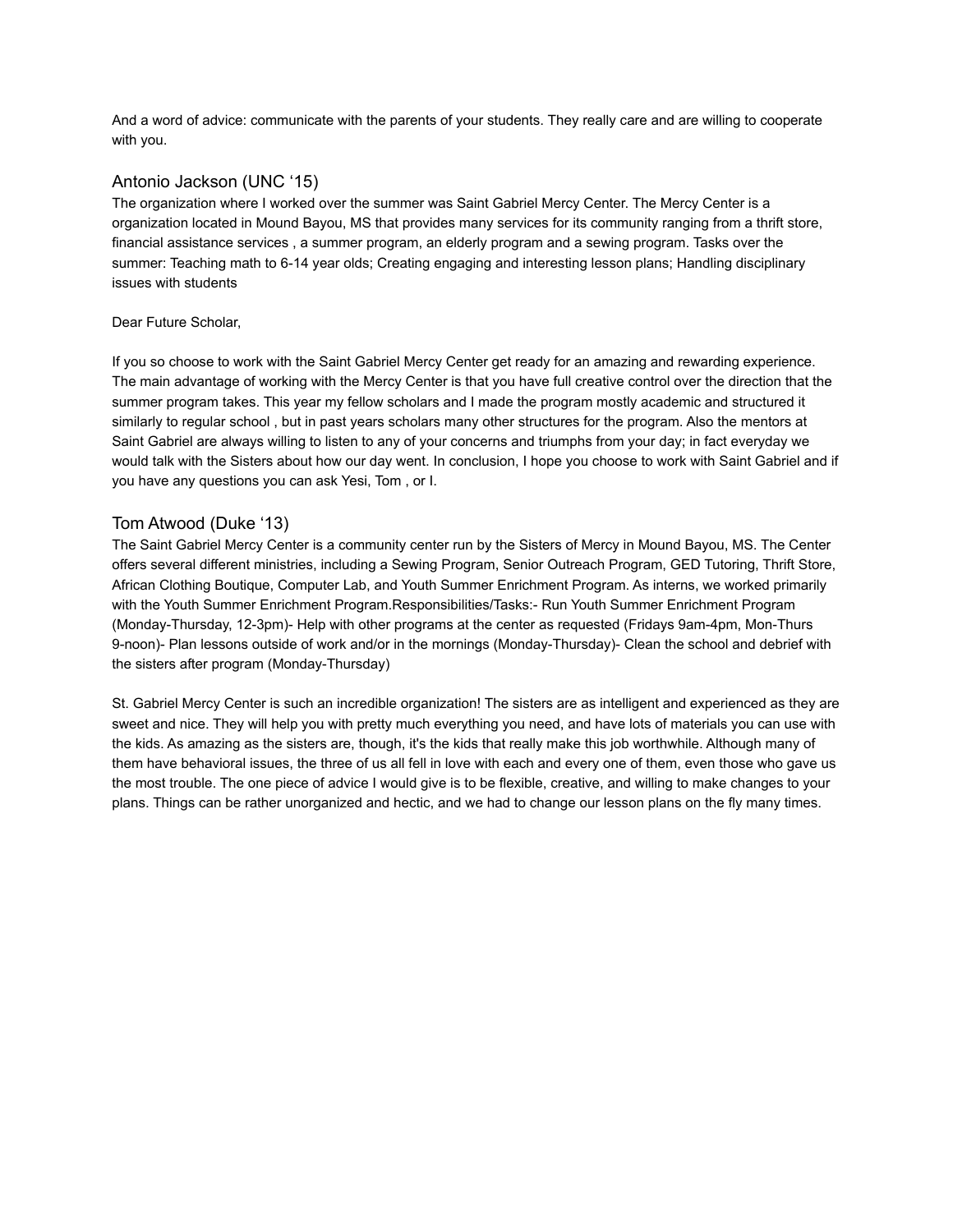And a word of advice: communicate with the parents of your students. They really care and are willing to cooperate with you.

## Antonio Jackson (UNC '15)

The organization where I worked over the summer was Saint Gabriel Mercy Center. The Mercy Center is a organization located in Mound Bayou, MS that provides many services for its community ranging from a thrift store, financial assistance services , a summer program, an elderly program and a sewing program. Tasks over the summer: Teaching math to 6-14 year olds; Creating engaging and interesting lesson plans; Handling disciplinary issues with students

Dear Future Scholar,

If you so choose to work with the Saint Gabriel Mercy Center get ready for an amazing and rewarding experience. The main advantage of working with the Mercy Center is that you have full creative control over the direction that the summer program takes. This year my fellow scholars and I made the program mostly academic and structured it similarly to regular school , but in past years scholars many other structures for the program. Also the mentors at Saint Gabriel are always willing to listen to any of your concerns and triumphs from your day; in fact everyday we would talk with the Sisters about how our day went. In conclusion, I hope you choose to work with Saint Gabriel and if you have any questions you can ask Yesi, Tom , or I.

## Tom Atwood (Duke '13)

The Saint Gabriel Mercy Center is a community center run by the Sisters of Mercy in Mound Bayou, MS. The Center offers several different ministries, including a Sewing Program, Senior Outreach Program, GED Tutoring, Thrift Store, African Clothing Boutique, Computer Lab, and Youth Summer Enrichment Program. As interns, we worked primarily with the Youth Summer Enrichment Program.Responsibilities/Tasks:- Run Youth Summer Enrichment Program (Monday-Thursday, 12-3pm)- Help with other programs at the center as requested (Fridays 9am-4pm, Mon-Thurs 9-noon)- Plan lessons outside of work and/or in the mornings (Monday-Thursday)- Clean the school and debrief with the sisters after program (Monday-Thursday)

St. Gabriel Mercy Center is such an incredible organization! The sisters are as intelligent and experienced as they are sweet and nice. They will help you with pretty much everything you need, and have lots of materials you can use with the kids. As amazing as the sisters are, though, it's the kids that really make this job worthwhile. Although many of them have behavioral issues, the three of us all fell in love with each and every one of them, even those who gave us the most trouble. The one piece of advice I would give is to be flexible, creative, and willing to make changes to your plans. Things can be rather unorganized and hectic, and we had to change our lesson plans on the fly many times.